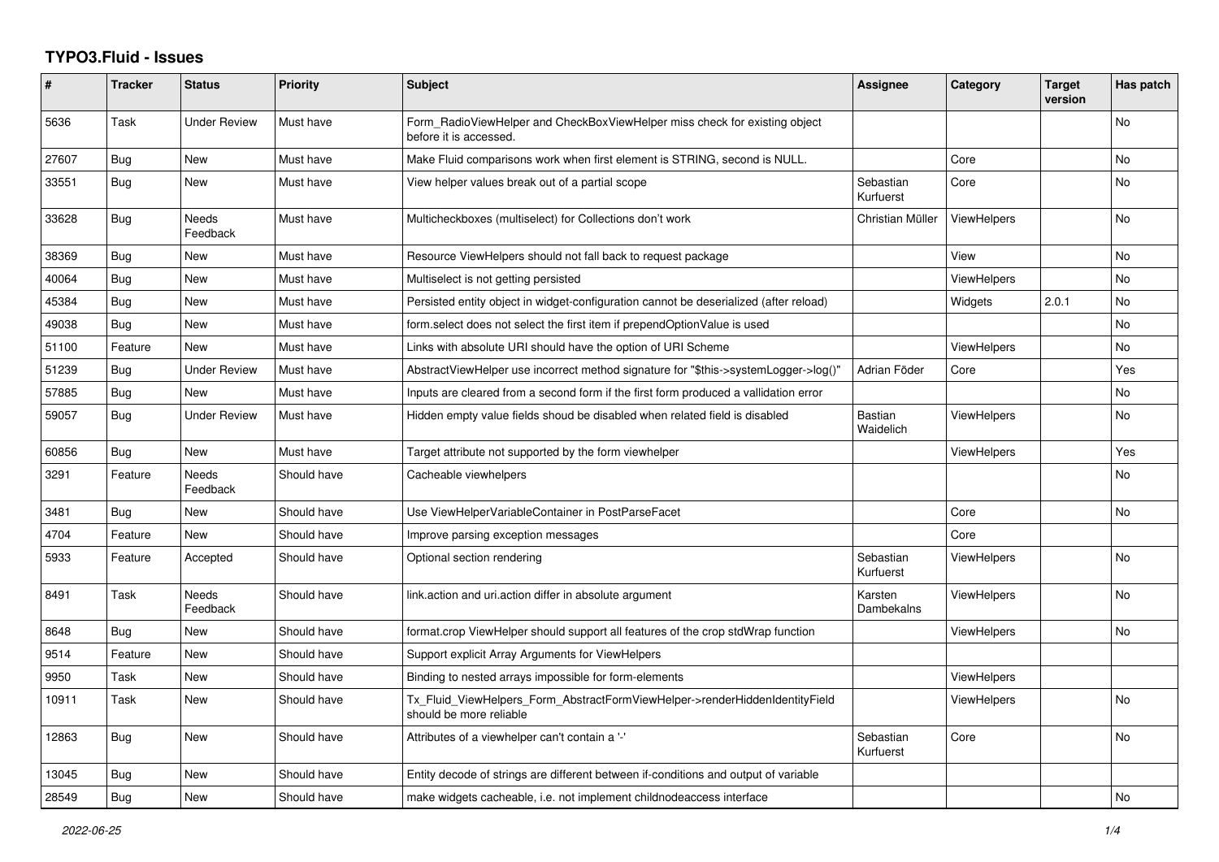# TYPO3.Fluid - Issues

| # | Tracker | Status | Priority | Subject | Assignee | Category | Target version | Has patch |
|---|---|---|---|---|---|---|---|---|
| 5636 | Task | Under Review | Must have | Form_RadioViewHelper and CheckBoxViewHelper miss check for existing object before it is accessed. | | | | No |
| 27607 | Bug | New | Must have | Make Fluid comparisons work when first element is STRING, second is NULL. | | Core | | No |
| 33551 | Bug | New | Must have | View helper values break out of a partial scope | Sebastian Kurfuerst | Core | | No |
| 33628 | Bug | Needs Feedback | Must have | Multicheckboxes (multiselect) for Collections don't work | Christian Müller | ViewHelpers | | No |
| 38369 | Bug | New | Must have | Resource ViewHelpers should not fall back to request package | | View | | No |
| 40064 | Bug | New | Must have | Multiselect is not getting persisted | | ViewHelpers | | No |
| 45384 | Bug | New | Must have | Persisted entity object in widget-configuration cannot be deserialized (after reload) | | Widgets | 2.0.1 | No |
| 49038 | Bug | New | Must have | form.select does not select the first item if prependOptionValue is used | | | | No |
| 51100 | Feature | New | Must have | Links with absolute URI should have the option of URI Scheme | | ViewHelpers | | No |
| 51239 | Bug | Under Review | Must have | AbstractViewHelper use incorrect method signature for "$this->systemLogger->log()" | Adrian Föder | Core | | Yes |
| 57885 | Bug | New | Must have | Inputs are cleared from a second form if the first form produced a vallidation error | | | | No |
| 59057 | Bug | Under Review | Must have | Hidden empty value fields shoud be disabled when related field is disabled | Bastian Waidelich | ViewHelpers | | No |
| 60856 | Bug | New | Must have | Target attribute not supported by the form viewhelper | | ViewHelpers | | Yes |
| 3291 | Feature | Needs Feedback | Should have | Cacheable viewhelpers | | | | No |
| 3481 | Bug | New | Should have | Use ViewHelperVariableContainer in PostParseFacet | | Core | | No |
| 4704 | Feature | New | Should have | Improve parsing exception messages | | Core | | |
| 5933 | Feature | Accepted | Should have | Optional section rendering | Sebastian Kurfuerst | ViewHelpers | | No |
| 8491 | Task | Needs Feedback | Should have | link.action and uri.action differ in absolute argument | Karsten Dambekalns | ViewHelpers | | No |
| 8648 | Bug | New | Should have | format.crop ViewHelper should support all features of the crop stdWrap function | | ViewHelpers | | No |
| 9514 | Feature | New | Should have | Support explicit Array Arguments for ViewHelpers | | | | |
| 9950 | Task | New | Should have | Binding to nested arrays impossible for form-elements | | ViewHelpers | | |
| 10911 | Task | New | Should have | Tx_Fluid_ViewHelpers_Form_AbstractFormViewHelper->renderHiddenIdentityField should be more reliable | | ViewHelpers | | No |
| 12863 | Bug | New | Should have | Attributes of a viewhelper can't contain a '-' | Sebastian Kurfuerst | Core | | No |
| 13045 | Bug | New | Should have | Entity decode of strings are different between if-conditions and output of variable | | | | |
| 28549 | Bug | New | Should have | make widgets cacheable, i.e. not implement childnodeaccess interface | | | | No |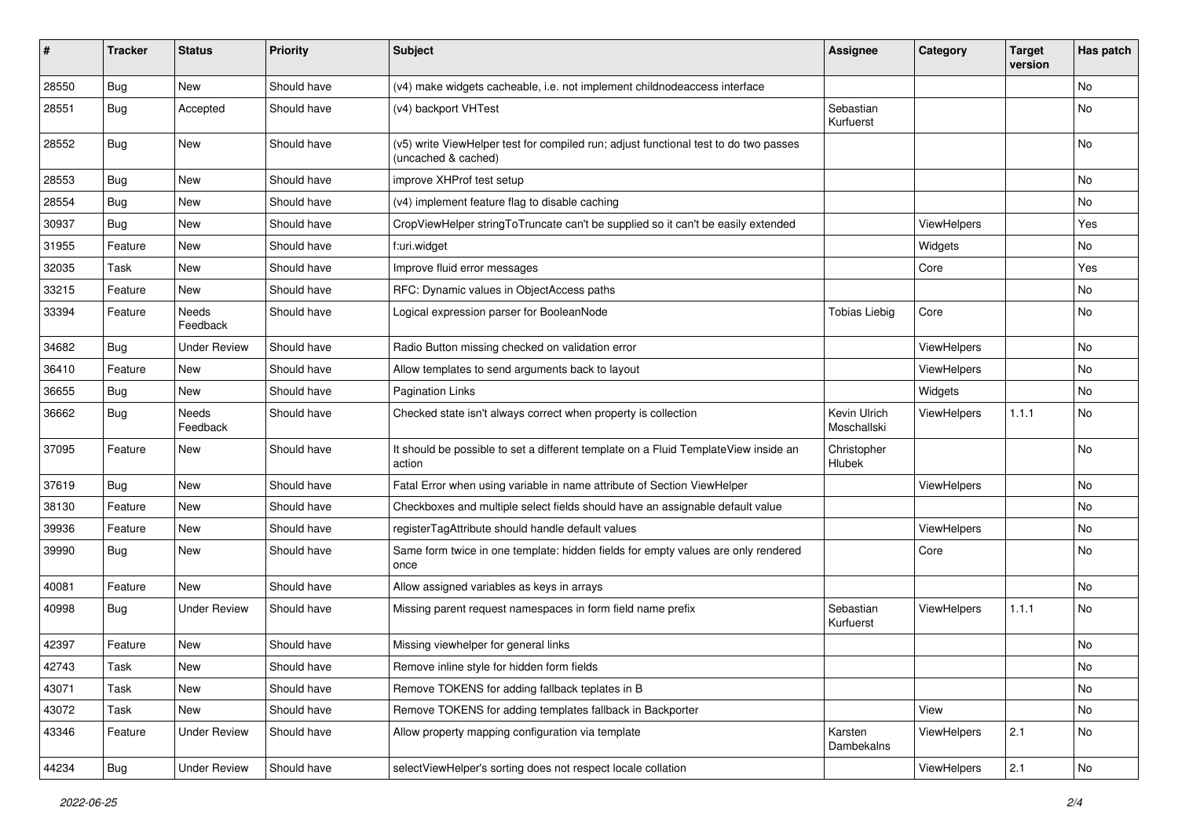| # | Tracker | Status | Priority | Subject | Assignee | Category | Target version | Has patch |
|---|---|---|---|---|---|---|---|---|
| 28550 | Bug | New | Should have | (v4) make widgets cacheable, i.e. not implement childnodeaccess interface | | | | No |
| 28551 | Bug | Accepted | Should have | (v4) backport VHTest | Sebastian Kurfuerst | | | No |
| 28552 | Bug | New | Should have | (v5) write ViewHelper test for compiled run; adjust functional test to do two passes (uncached & cached) | | | | No |
| 28553 | Bug | New | Should have | improve XHProf test setup | | | | No |
| 28554 | Bug | New | Should have | (v4) implement feature flag to disable caching | | | | No |
| 30937 | Bug | New | Should have | CropViewHelper stringToTruncate can't be supplied so it can't be easily extended | | ViewHelpers | | Yes |
| 31955 | Feature | New | Should have | f:uri.widget | | Widgets | | No |
| 32035 | Task | New | Should have | Improve fluid error messages | | Core | | Yes |
| 33215 | Feature | New | Should have | RFC: Dynamic values in ObjectAccess paths | | | | No |
| 33394 | Feature | Needs Feedback | Should have | Logical expression parser for BooleanNode | Tobias Liebig | Core | | No |
| 34682 | Bug | Under Review | Should have | Radio Button missing checked on validation error | | ViewHelpers | | No |
| 36410 | Feature | New | Should have | Allow templates to send arguments back to layout | | ViewHelpers | | No |
| 36655 | Bug | New | Should have | Pagination Links | | Widgets | | No |
| 36662 | Bug | Needs Feedback | Should have | Checked state isn't always correct when property is collection | Kevin Ulrich Moschallski | ViewHelpers | 1.1.1 | No |
| 37095 | Feature | New | Should have | It should be possible to set a different template on a Fluid TemplateView inside an action | Christopher Hlubek | | | No |
| 37619 | Bug | New | Should have | Fatal Error when using variable in name attribute of Section ViewHelper | | ViewHelpers | | No |
| 38130 | Feature | New | Should have | Checkboxes and multiple select fields should have an assignable default value | | | | No |
| 39936 | Feature | New | Should have | registerTagAttribute should handle default values | | ViewHelpers | | No |
| 39990 | Bug | New | Should have | Same form twice in one template: hidden fields for empty values are only rendered once | | Core | | No |
| 40081 | Feature | New | Should have | Allow assigned variables as keys in arrays | | | | No |
| 40998 | Bug | Under Review | Should have | Missing parent request namespaces in form field name prefix | Sebastian Kurfuerst | ViewHelpers | 1.1.1 | No |
| 42397 | Feature | New | Should have | Missing viewhelper for general links | | | | No |
| 42743 | Task | New | Should have | Remove inline style for hidden form fields | | | | No |
| 43071 | Task | New | Should have | Remove TOKENS for adding fallback teplates in B | | | | No |
| 43072 | Task | New | Should have | Remove TOKENS for adding templates fallback in Backporter | | View | | No |
| 43346 | Feature | Under Review | Should have | Allow property mapping configuration via template | Karsten Dambekalns | ViewHelpers | 2.1 | No |
| 44234 | Bug | Under Review | Should have | selectViewHelper's sorting does not respect locale collation | | ViewHelpers | 2.1 | No |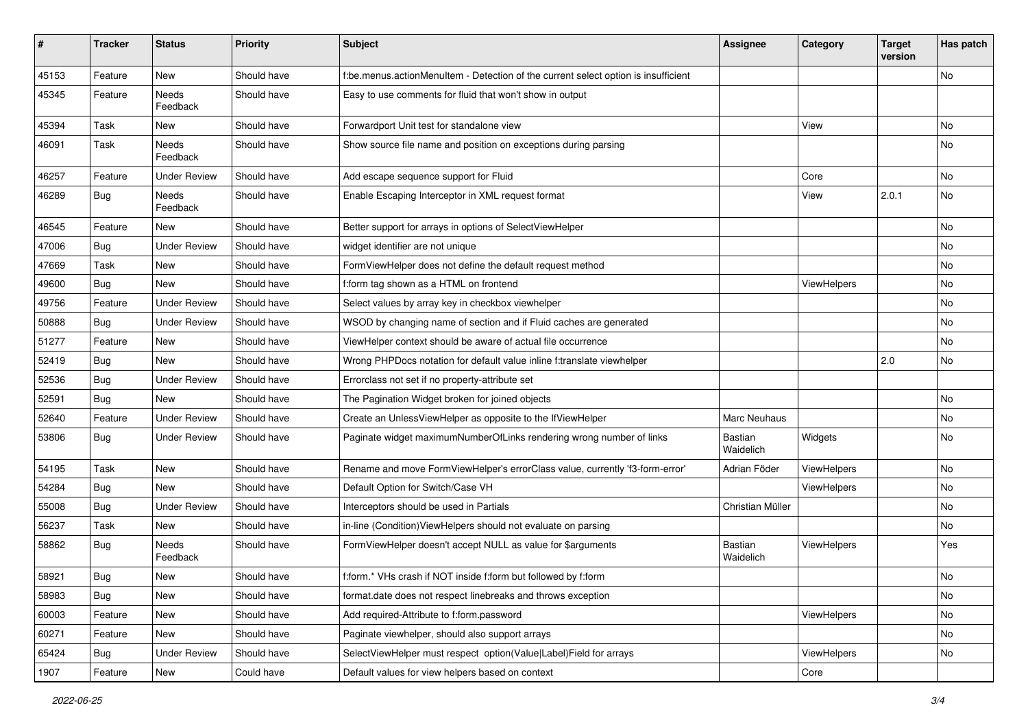| # | Tracker | Status | Priority | Subject | Assignee | Category | Target version | Has patch |
|---|---|---|---|---|---|---|---|---|
| 45153 | Feature | New | Should have | f:be.menus.actionMenuItem - Detection of the current select option is insufficient | | | | No |
| 45345 | Feature | Needs Feedback | Should have | Easy to use comments for fluid that won't show in output | | | | |
| 45394 | Task | New | Should have | Forwardport Unit test for standalone view | | View | | No |
| 46091 | Task | Needs Feedback | Should have | Show source file name and position on exceptions during parsing | | | | No |
| 46257 | Feature | Under Review | Should have | Add escape sequence support for Fluid | | Core | | No |
| 46289 | Bug | Needs Feedback | Should have | Enable Escaping Interceptor in XML request format | | View | 2.0.1 | No |
| 46545 | Feature | New | Should have | Better support for arrays in options of SelectViewHelper | | | | No |
| 47006 | Bug | Under Review | Should have | widget identifier are not unique | | | | No |
| 47669 | Task | New | Should have | FormViewHelper does not define the default request method | | | | No |
| 49600 | Bug | New | Should have | f:form tag shown as a HTML on frontend | | ViewHelpers | | No |
| 49756 | Feature | Under Review | Should have | Select values by array key in checkbox viewhelper | | | | No |
| 50888 | Bug | Under Review | Should have | WSOD by changing name of section and if Fluid caches are generated | | | | No |
| 51277 | Feature | New | Should have | ViewHelper context should be aware of actual file occurrence | | | | No |
| 52419 | Bug | New | Should have | Wrong PHPDocs notation for default value inline f:translate viewhelper | | | 2.0 | No |
| 52536 | Bug | Under Review | Should have | Errorclass not set if no property-attribute set | | | | |
| 52591 | Bug | New | Should have | The Pagination Widget broken for joined objects | | | | No |
| 52640 | Feature | Under Review | Should have | Create an UnlessViewHelper as opposite to the IfViewHelper | Marc Neuhaus | | | No |
| 53806 | Bug | Under Review | Should have | Paginate widget maximumNumberOfLinks rendering wrong number of links | Bastian Waidelich | Widgets | | No |
| 54195 | Task | New | Should have | Rename and move FormViewHelper's errorClass value, currently 'f3-form-error' | Adrian Föder | ViewHelpers | | No |
| 54284 | Bug | New | Should have | Default Option for Switch/Case VH | | ViewHelpers | | No |
| 55008 | Bug | Under Review | Should have | Interceptors should be used in Partials | Christian Müller | | | No |
| 56237 | Task | New | Should have | in-line (Condition)ViewHelpers should not evaluate on parsing | | | | No |
| 58862 | Bug | Needs Feedback | Should have | FormViewHelper doesn't accept NULL as value for $arguments | Bastian Waidelich | ViewHelpers | | Yes |
| 58921 | Bug | New | Should have | f:form.* VHs crash if NOT inside f:form but followed by f:form | | | | No |
| 58983 | Bug | New | Should have | format.date does not respect linebreaks and throws exception | | | | No |
| 60003 | Feature | New | Should have | Add required-Attribute to f:form.password | | ViewHelpers | | No |
| 60271 | Feature | New | Should have | Paginate viewhelper, should also support arrays | | | | No |
| 65424 | Bug | Under Review | Should have | SelectViewHelper must respect option(Value\|Label)Field for arrays | | ViewHelpers | | No |
| 1907 | Feature | New | Could have | Default values for view helpers based on context | | Core | | |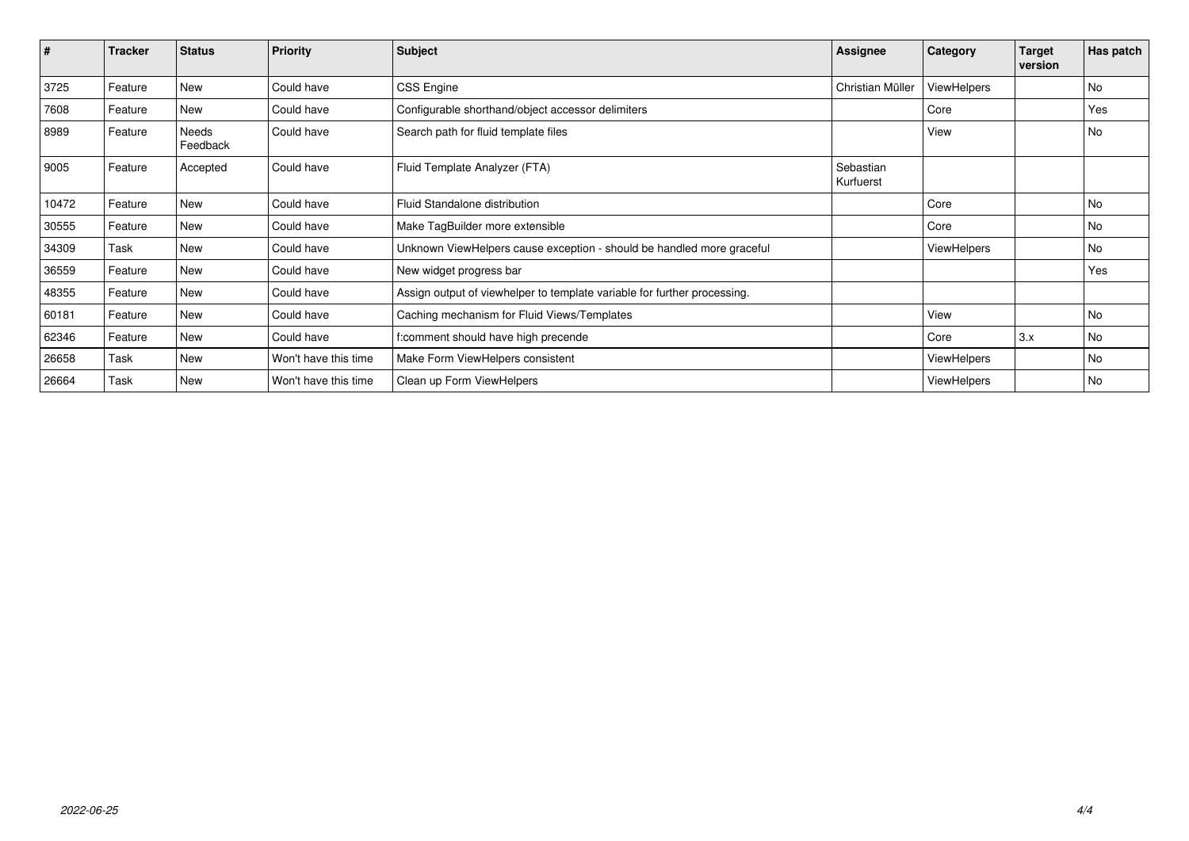| # | Tracker | Status | Priority | Subject | Assignee | Category | Target version | Has patch |
|---|---|---|---|---|---|---|---|---|
| 3725 | Feature | New | Could have | CSS Engine | Christian Müller | ViewHelpers | | No |
| 7608 | Feature | New | Could have | Configurable shorthand/object accessor delimiters | | Core | | Yes |
| 8989 | Feature | Needs Feedback | Could have | Search path for fluid template files | | View | | No |
| 9005 | Feature | Accepted | Could have | Fluid Template Analyzer (FTA) | Sebastian Kurfuerst | | | |
| 10472 | Feature | New | Could have | Fluid Standalone distribution | | Core | | No |
| 30555 | Feature | New | Could have | Make TagBuilder more extensible | | Core | | No |
| 34309 | Task | New | Could have | Unknown ViewHelpers cause exception - should be handled more graceful | | ViewHelpers | | No |
| 36559 | Feature | New | Could have | New widget progress bar | | | | Yes |
| 48355 | Feature | New | Could have | Assign output of viewhelper to template variable for further processing. | | | | |
| 60181 | Feature | New | Could have | Caching mechanism for Fluid Views/Templates | | View | | No |
| 62346 | Feature | New | Could have | f:comment should have high precende | | Core | 3.x | No |
| 26658 | Task | New | Won't have this time | Make Form ViewHelpers consistent | | ViewHelpers | | No |
| 26664 | Task | New | Won't have this time | Clean up Form ViewHelpers | | ViewHelpers | | No |

*2022-06-25*